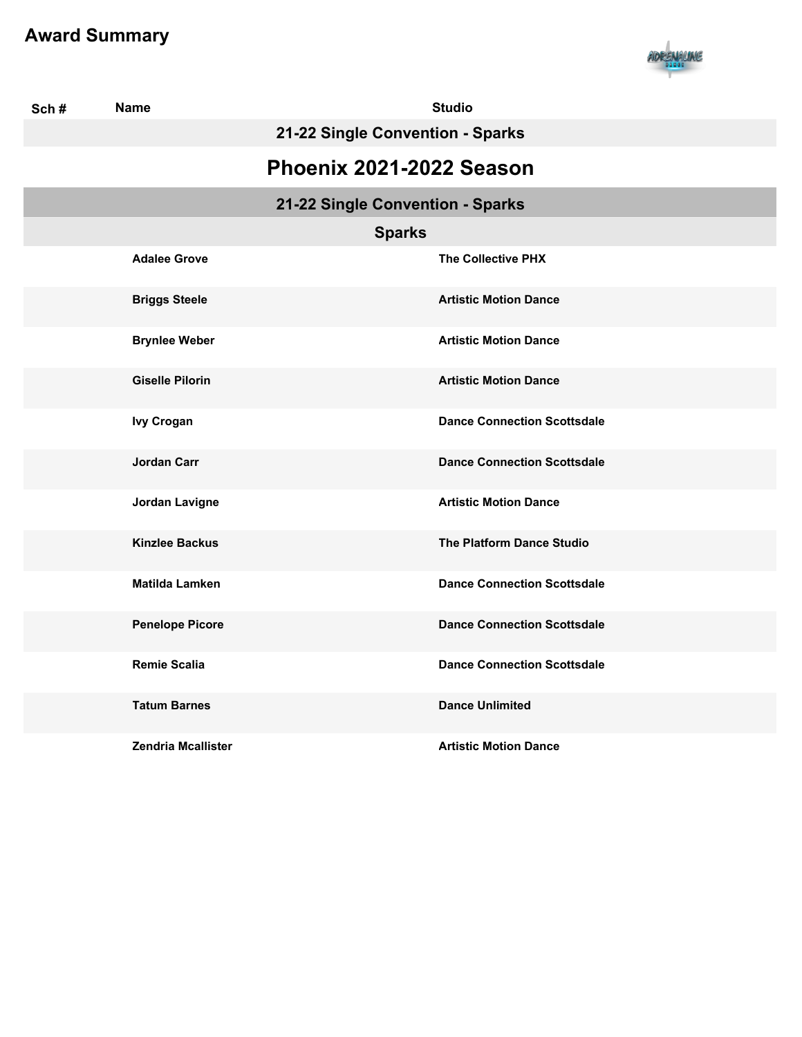# Award Summary

| Sch # | Name | Studio |
|---|---|---|
| | **21-22 Single Convention - Sparks** | |
| | **Phoenix 2021-2022 Season** | |
| | **21-22 Single Convention - Sparks** | |
| | **Sparks** | |
| | Adalee Grove | The Collective PHX |
| | Briggs Steele | Artistic Motion Dance |
| | Brynlee Weber | Artistic Motion Dance |
| | Giselle Pilorin | Artistic Motion Dance |
| | Ivy Crogan | Dance Connection Scottsdale |
| | Jordan Carr | Dance Connection Scottsdale |
| | Jordan Lavigne | Artistic Motion Dance |
| | Kinzlee Backus | The Platform Dance Studio |
| | Matilda Lamken | Dance Connection Scottsdale |
| | Penelope Picore | Dance Connection Scottsdale |
| | Remie Scalia | Dance Connection Scottsdale |
| | Tatum Barnes | Dance Unlimited |
| | Zendria Mcallister | Artistic Motion Dance |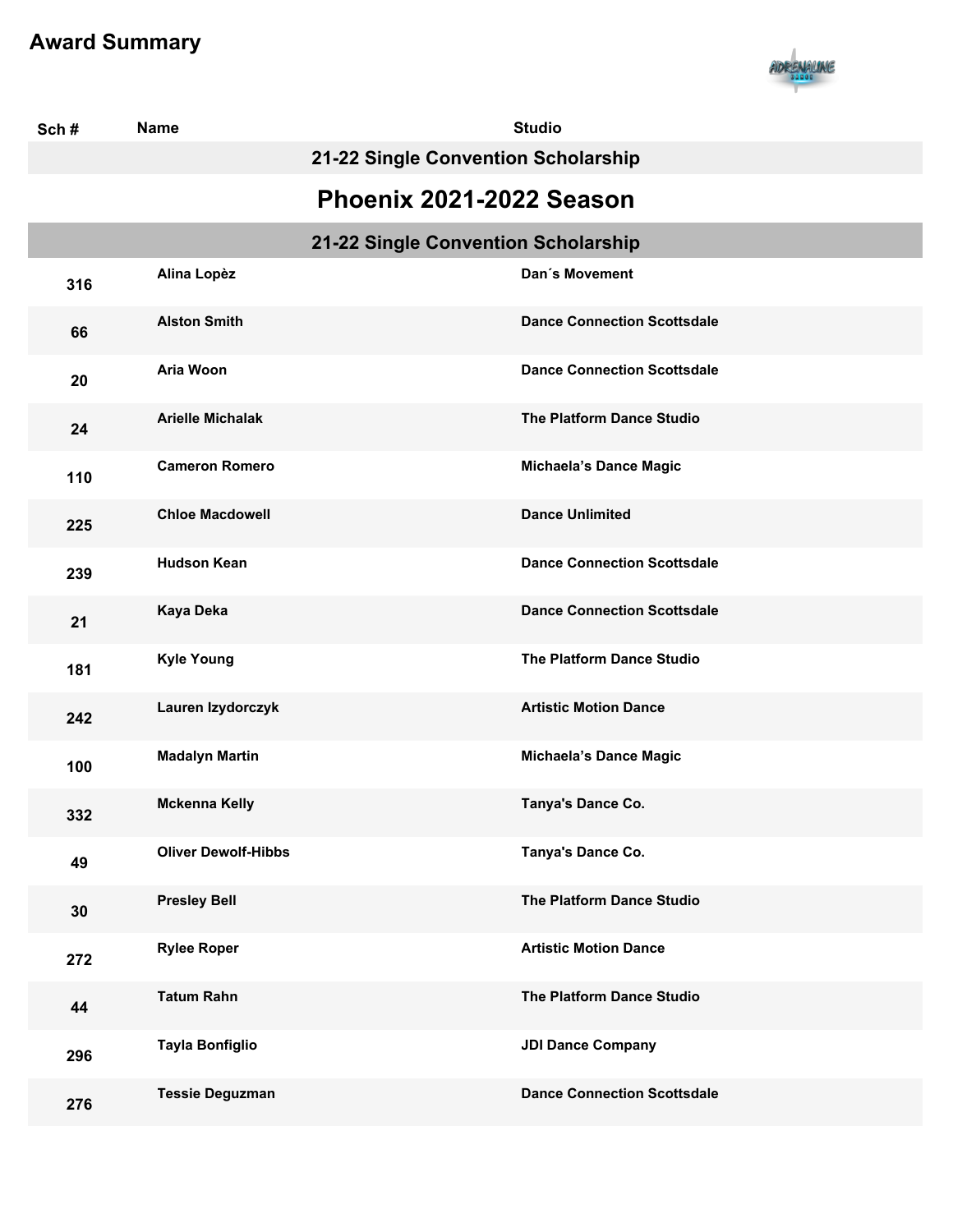# Award Summary

| Sch # | Name | Studio |
|---|---|---|
| | **21-22 Single Convention Scholarship** | |

## Phoenix 2021-2022 Season

### 21-22 Single Convention Scholarship

| Sch # | Name | Studio |
|---|---|---|
| 316 | Alina Lopèz | Dan´s Movement |
| 66 | Alston Smith | Dance Connection Scottsdale |
| 20 | Aria Woon | Dance Connection Scottsdale |
| 24 | Arielle Michalak | The Platform Dance Studio |
| 110 | Cameron Romero | Michaela’s Dance Magic |
| 225 | Chloe Macdowell | Dance Unlimited |
| 239 | Hudson Kean | Dance Connection Scottsdale |
| 21 | Kaya Deka | Dance Connection Scottsdale |
| 181 | Kyle Young | The Platform Dance Studio |
| 242 | Lauren Izydorczyk | Artistic Motion Dance |
| 100 | Madalyn Martin | Michaela’s Dance Magic |
| 332 | Mckenna Kelly | Tanya's Dance Co. |
| 49 | Oliver Dewolf-Hibbs | Tanya's Dance Co. |
| 30 | Presley Bell | The Platform Dance Studio |
| 272 | Rylee Roper | Artistic Motion Dance |
| 44 | Tatum Rahn | The Platform Dance Studio |
| 296 | Tayla Bonfiglio | JDI Dance Company |
| 276 | Tessie Deguzman | Dance Connection Scottsdale |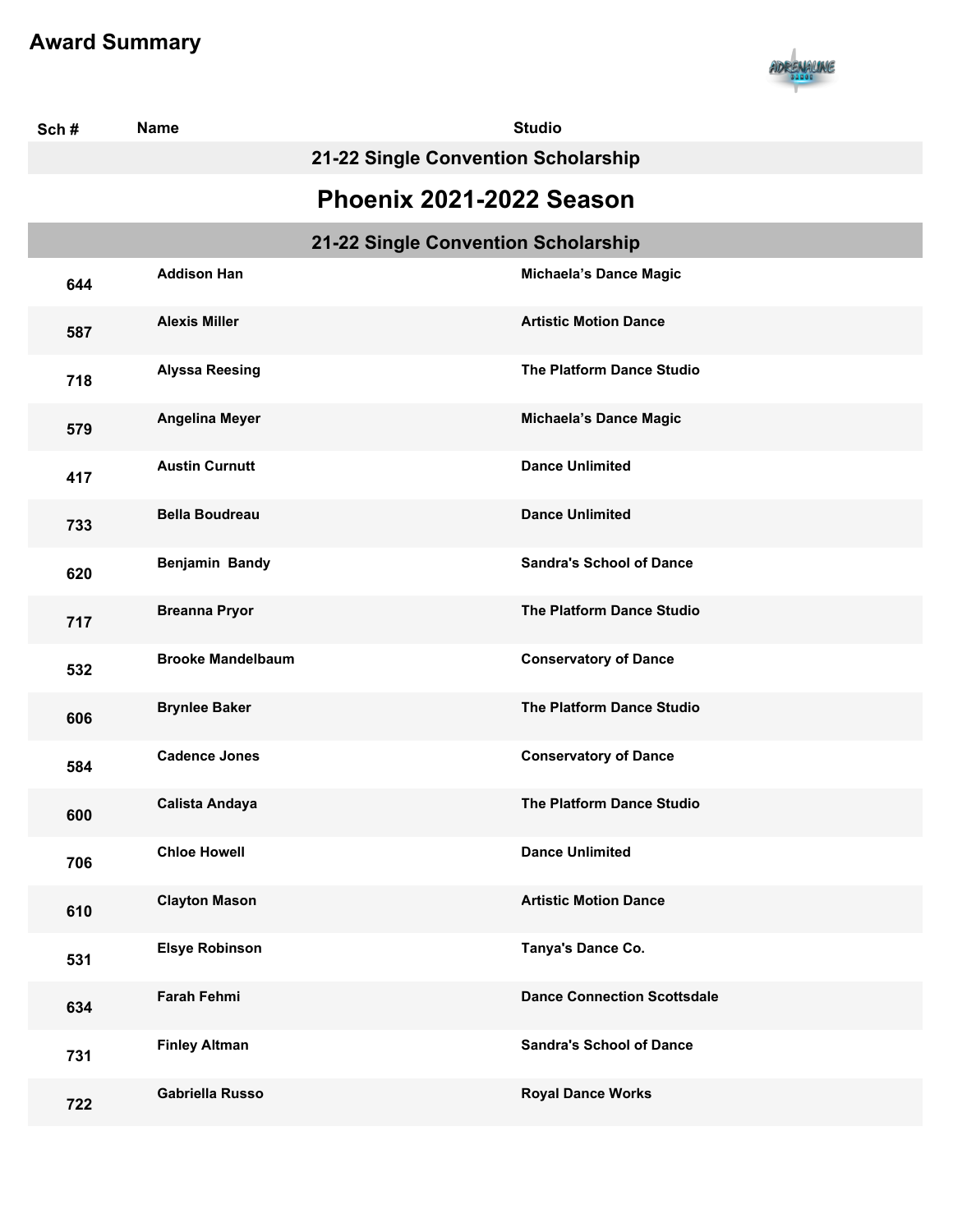# Award Summary

| Sch # | Name | Studio |
|---|---|---|
| | **21-22 Single Convention Scholarship** | |

## Phoenix 2021-2022 Season

### 21-22 Single Convention Scholarship

| Sch # | Name | Studio |
|---|---|---|
| 644 | Addison Han | Michaela's Dance Magic |
| 587 | Alexis Miller | Artistic Motion Dance |
| 718 | Alyssa Reesing | The Platform Dance Studio |
| 579 | Angelina Meyer | Michaela's Dance Magic |
| 417 | Austin Curnutt | Dance Unlimited |
| 733 | Bella Boudreau | Dance Unlimited |
| 620 | Benjamin Bandy | Sandra's School of Dance |
| 717 | Breanna Pryor | The Platform Dance Studio |
| 532 | Brooke Mandelbaum | Conservatory of Dance |
| 606 | Brynlee Baker | The Platform Dance Studio |
| 584 | Cadence Jones | Conservatory of Dance |
| 600 | Calista Andaya | The Platform Dance Studio |
| 706 | Chloe Howell | Dance Unlimited |
| 610 | Clayton Mason | Artistic Motion Dance |
| 531 | Elsye Robinson | Tanya's Dance Co. |
| 634 | Farah Fehmi | Dance Connection Scottsdale |
| 731 | Finley Altman | Sandra's School of Dance |
| 722 | Gabriella Russo | Royal Dance Works |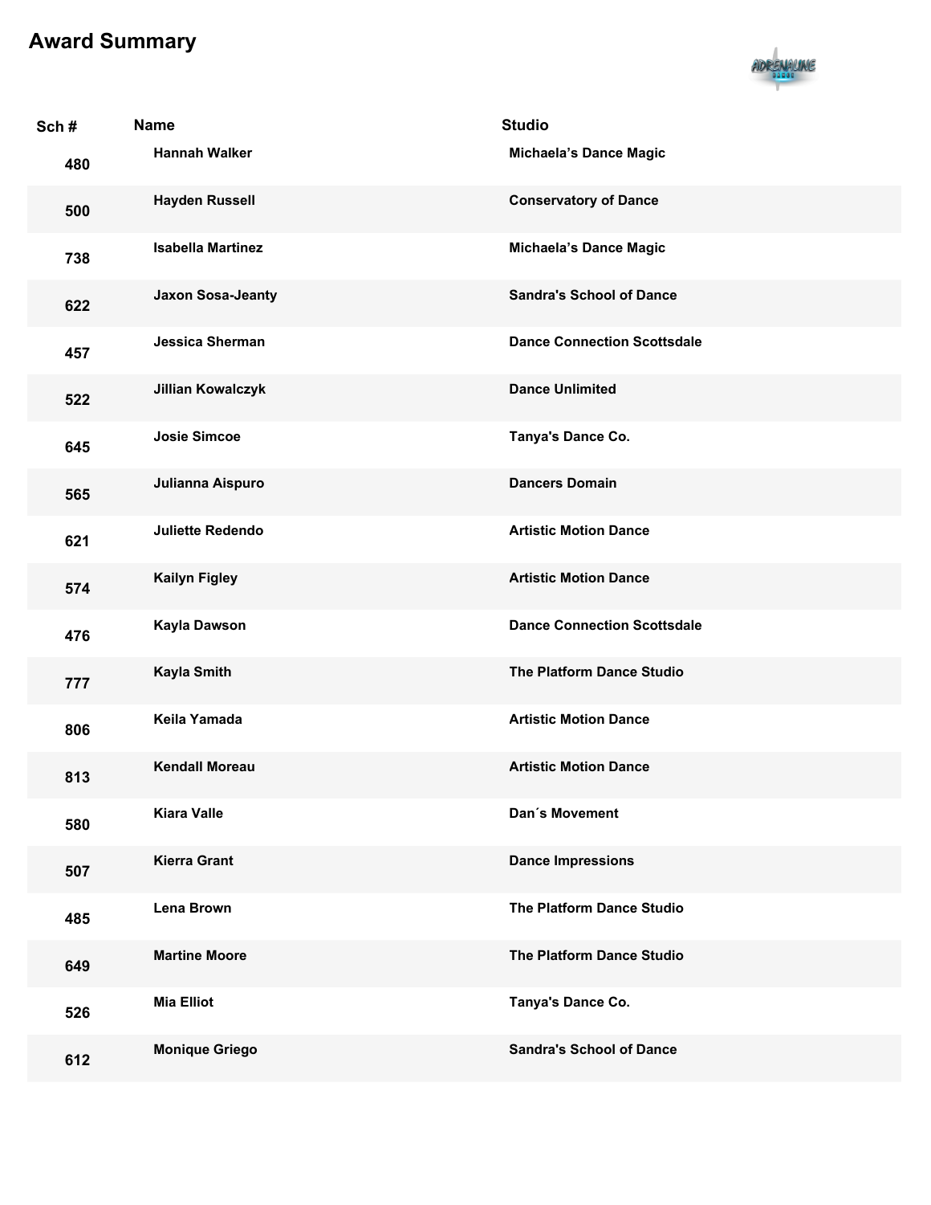# Award Summary

| Sch # | Name | Studio |
|---|---|---|
| 480 | Hannah Walker | Michaela’s Dance Magic |
| 500 | Hayden Russell | Conservatory of Dance |
| 738 | Isabella Martinez | Michaela’s Dance Magic |
| 622 | Jaxon Sosa-Jeanty | Sandra's School of Dance |
| 457 | Jessica Sherman | Dance Connection Scottsdale |
| 522 | Jillian Kowalczyk | Dance Unlimited |
| 645 | Josie Simcoe | Tanya's Dance Co. |
| 565 | Julianna Aispuro | Dancers Domain |
| 621 | Juliette Redendo | Artistic Motion Dance |
| 574 | Kailyn Figley | Artistic Motion Dance |
| 476 | Kayla Dawson | Dance Connection Scottsdale |
| 777 | Kayla Smith | The Platform Dance Studio |
| 806 | Keila Yamada | Artistic Motion Dance |
| 813 | Kendall Moreau | Artistic Motion Dance |
| 580 | Kiara Valle | Dan´s Movement |
| 507 | Kierra Grant | Dance Impressions |
| 485 | Lena Brown | The Platform Dance Studio |
| 649 | Martine Moore | The Platform Dance Studio |
| 526 | Mia Elliot | Tanya's Dance Co. |
| 612 | Monique Griego | Sandra's School of Dance |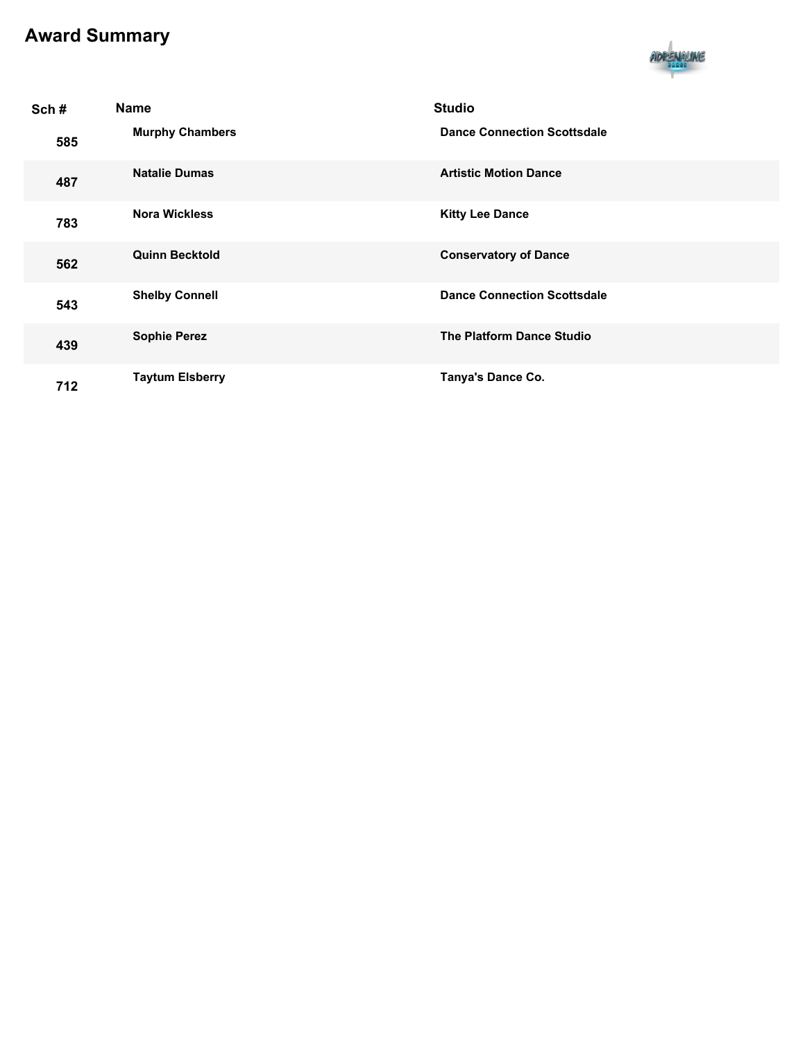# Award Summary

| Sch # | Name | Studio |
|---|---|---|
| 585 | Murphy Chambers | Dance Connection Scottsdale |
| 487 | Natalie Dumas | Artistic Motion Dance |
| 783 | Nora Wickless | Kitty Lee Dance |
| 562 | Quinn Becktold | Conservatory of Dance |
| 543 | Shelby Connell | Dance Connection Scottsdale |
| 439 | Sophie Perez | The Platform Dance Studio |
| 712 | Taytum Elsberry | Tanya's Dance Co. |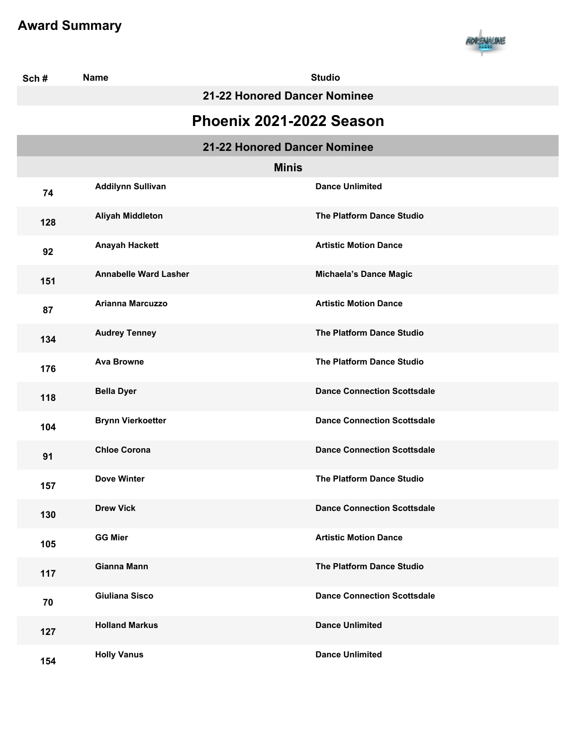# Award Summary

| Sch # | Name | Studio |
|---|---|---|
| | **21-22 Honored Dancer Nominee** | |

## Phoenix 2021-2022 Season

### 21-22 Honored Dancer Nominee

#### Minis

| Sch # | Name | Studio |
|---|---|---|
| 74 | Addilynn Sullivan | Dance Unlimited |
| 128 | Aliyah Middleton | The Platform Dance Studio |
| 92 | Anayah Hackett | Artistic Motion Dance |
| 151 | Annabelle Ward Lasher | Michaela's Dance Magic |
| 87 | Arianna Marcuzzo | Artistic Motion Dance |
| 134 | Audrey Tenney | The Platform Dance Studio |
| 176 | Ava Browne | The Platform Dance Studio |
| 118 | Bella Dyer | Dance Connection Scottsdale |
| 104 | Brynn Vierkoetter | Dance Connection Scottsdale |
| 91 | Chloe Corona | Dance Connection Scottsdale |
| 157 | Dove Winter | The Platform Dance Studio |
| 130 | Drew Vick | Dance Connection Scottsdale |
| 105 | GG Mier | Artistic Motion Dance |
| 117 | Gianna Mann | The Platform Dance Studio |
| 70 | Giuliana Sisco | Dance Connection Scottsdale |
| 127 | Holland Markus | Dance Unlimited |
| 154 | Holly Vanus | Dance Unlimited |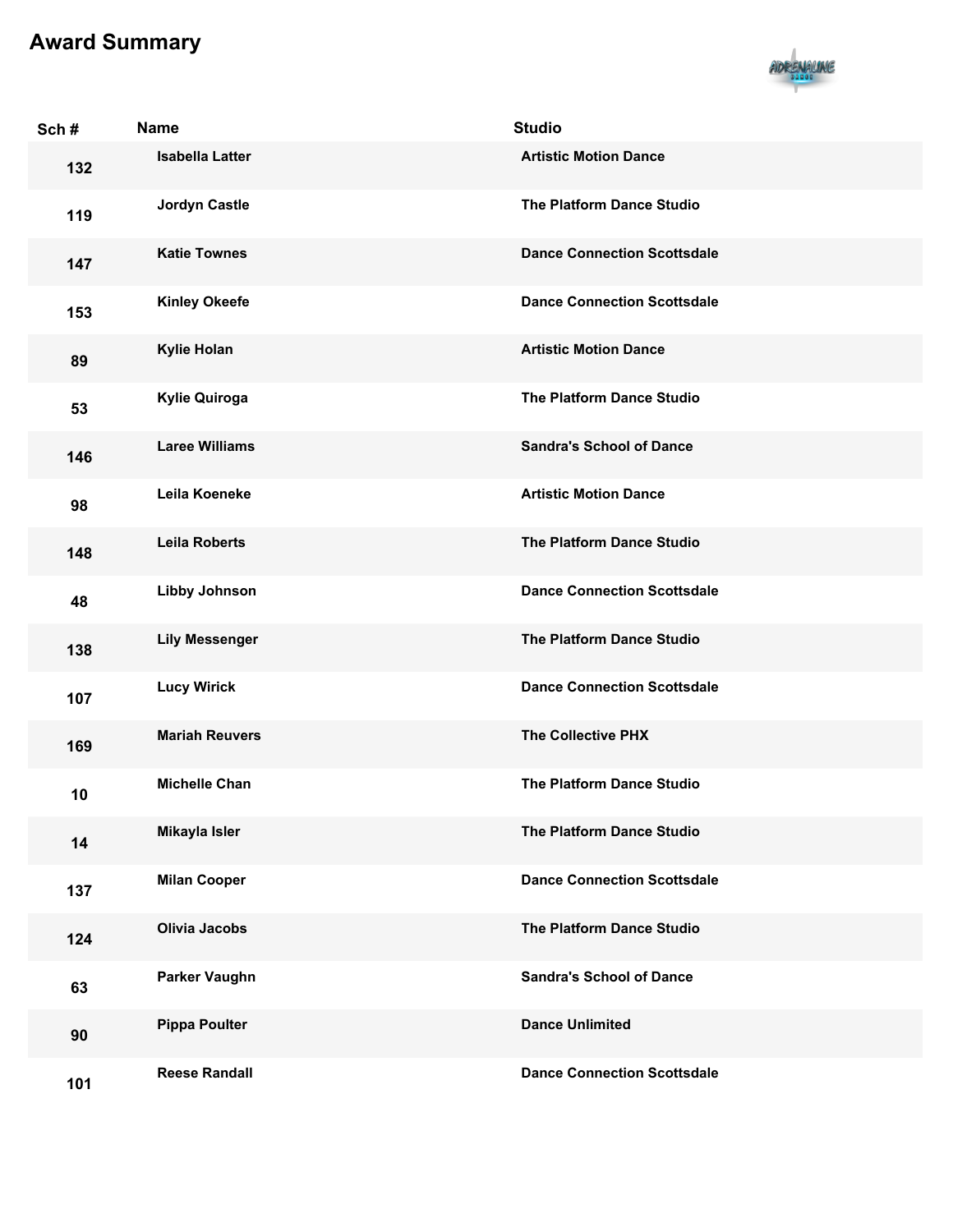# Award Summary

| Sch # | Name | Studio |
|---|---|---|
| 132 | Isabella Latter | Artistic Motion Dance |
| 119 | Jordyn Castle | The Platform Dance Studio |
| 147 | Katie Townes | Dance Connection Scottsdale |
| 153 | Kinley Okeefe | Dance Connection Scottsdale |
| 89 | Kylie Holan | Artistic Motion Dance |
| 53 | Kylie Quiroga | The Platform Dance Studio |
| 146 | Laree Williams | Sandra's School of Dance |
| 98 | Leila Koeneke | Artistic Motion Dance |
| 148 | Leila Roberts | The Platform Dance Studio |
| 48 | Libby Johnson | Dance Connection Scottsdale |
| 138 | Lily Messenger | The Platform Dance Studio |
| 107 | Lucy Wirick | Dance Connection Scottsdale |
| 169 | Mariah Reuvers | The Collective PHX |
| 10 | Michelle Chan | The Platform Dance Studio |
| 14 | Mikayla Isler | The Platform Dance Studio |
| 137 | Milan Cooper | Dance Connection Scottsdale |
| 124 | Olivia Jacobs | The Platform Dance Studio |
| 63 | Parker Vaughn | Sandra's School of Dance |
| 90 | Pippa Poulter | Dance Unlimited |
| 101 | Reese Randall | Dance Connection Scottsdale |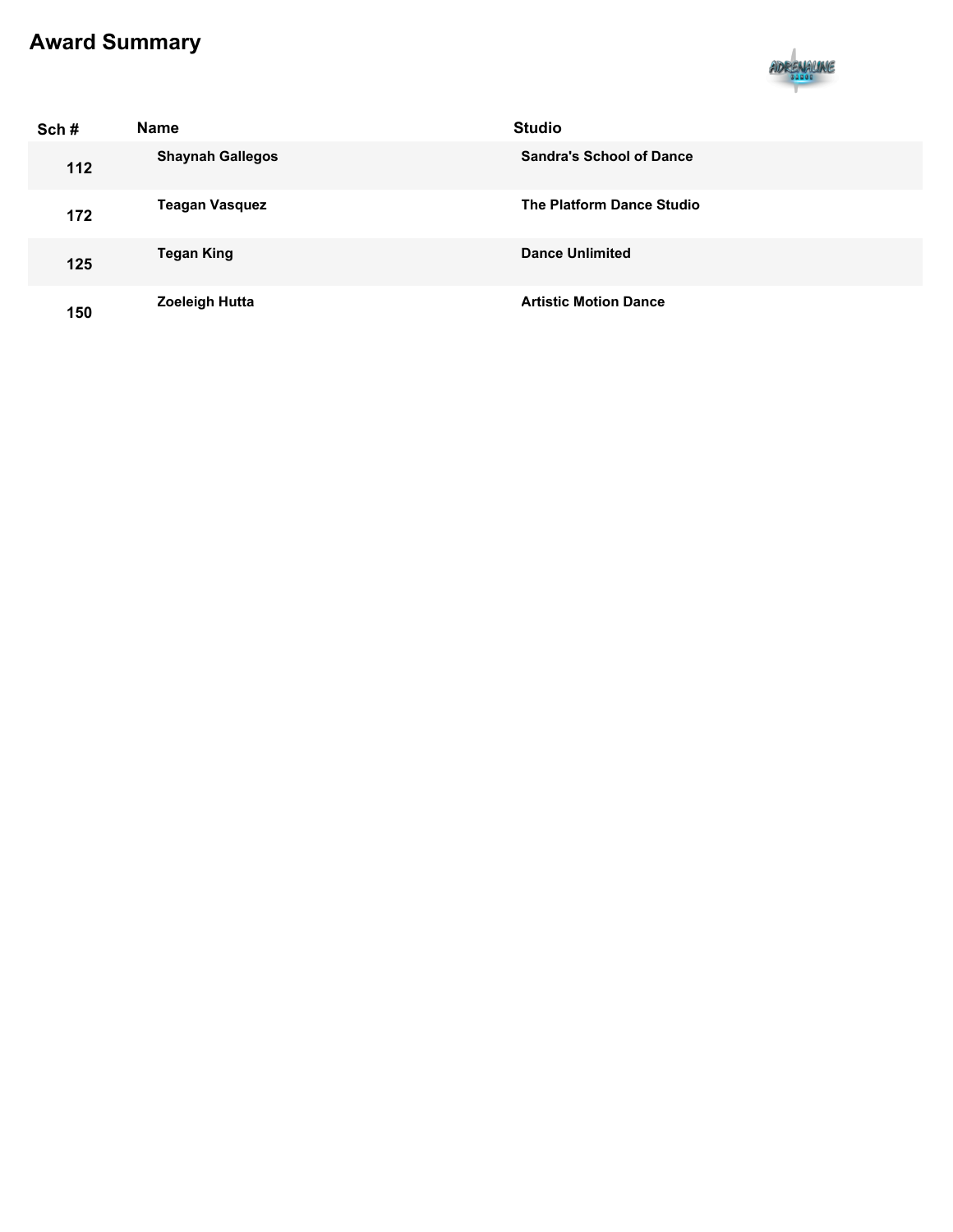# Award Summary

| Sch # | Name | Studio |
| --- | --- | --- |
| 112 | Shaynah Gallegos | Sandra's School of Dance |
| 172 | Teagan Vasquez | The Platform Dance Studio |
| 125 | Tegan King | Dance Unlimited |
| 150 | Zoeleigh Hutta | Artistic Motion Dance |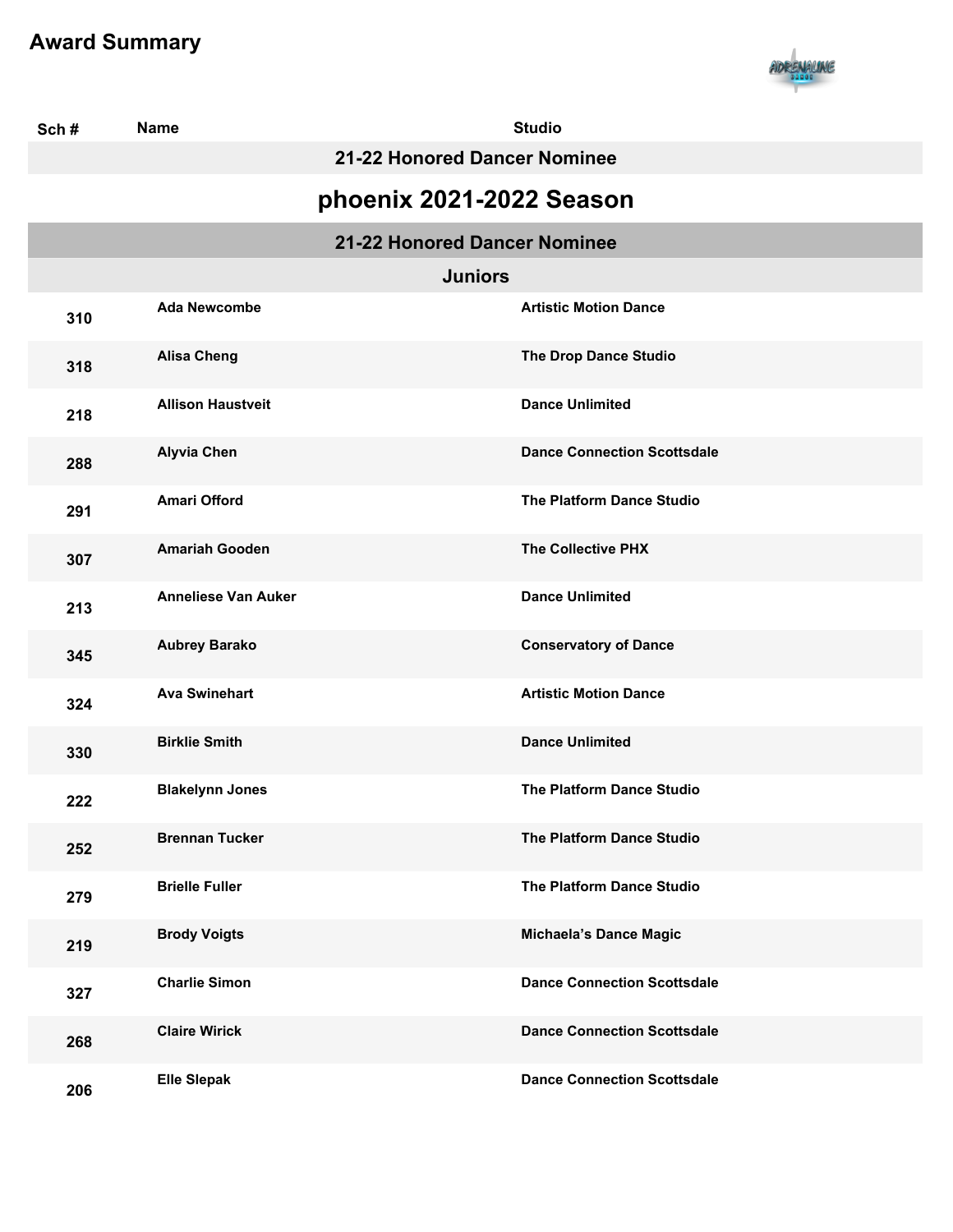# Award Summary

| Sch # | Name | Studio |
|---|---|---|

### 21-22 Honored Dancer Nominee

## phoenix 2021-2022 Season

### 21-22 Honored Dancer Nominee

### Juniors

| Sch # | Name | Studio |
|---|---|---|
| 310 | Ada Newcombe | Artistic Motion Dance |
| 318 | Alisa Cheng | The Drop Dance Studio |
| 218 | Allison Haustveit | Dance Unlimited |
| 288 | Alyvia Chen | Dance Connection Scottsdale |
| 291 | Amari Offord | The Platform Dance Studio |
| 307 | Amariah Gooden | The Collective PHX |
| 213 | Anneliese Van Auker | Dance Unlimited |
| 345 | Aubrey Barako | Conservatory of Dance |
| 324 | Ava Swinehart | Artistic Motion Dance |
| 330 | Birklie Smith | Dance Unlimited |
| 222 | Blakelynn Jones | The Platform Dance Studio |
| 252 | Brennan Tucker | The Platform Dance Studio |
| 279 | Brielle Fuller | The Platform Dance Studio |
| 219 | Brody Voigts | Michaela's Dance Magic |
| 327 | Charlie Simon | Dance Connection Scottsdale |
| 268 | Claire Wirick | Dance Connection Scottsdale |
| 206 | Elle Slepak | Dance Connection Scottsdale |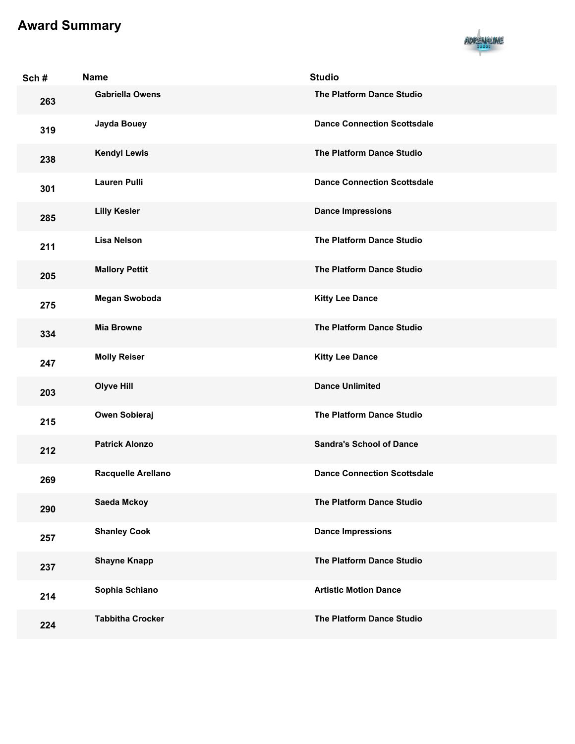# Award Summary

| Sch # | Name | Studio |
|---|---|---|
| 263 | Gabriella Owens | The Platform Dance Studio |
| 319 | Jayda Bouey | Dance Connection Scottsdale |
| 238 | Kendyl Lewis | The Platform Dance Studio |
| 301 | Lauren Pulli | Dance Connection Scottsdale |
| 285 | Lilly Kesler | Dance Impressions |
| 211 | Lisa Nelson | The Platform Dance Studio |
| 205 | Mallory Pettit | The Platform Dance Studio |
| 275 | Megan Swoboda | Kitty Lee Dance |
| 334 | Mia Browne | The Platform Dance Studio |
| 247 | Molly Reiser | Kitty Lee Dance |
| 203 | Olyve Hill | Dance Unlimited |
| 215 | Owen Sobieraj | The Platform Dance Studio |
| 212 | Patrick Alonzo | Sandra's School of Dance |
| 269 | Racquelle Arellano | Dance Connection Scottsdale |
| 290 | Saeda Mckoy | The Platform Dance Studio |
| 257 | Shanley Cook | Dance Impressions |
| 237 | Shayne Knapp | The Platform Dance Studio |
| 214 | Sophia Schiano | Artistic Motion Dance |
| 224 | Tabbitha Crocker | The Platform Dance Studio |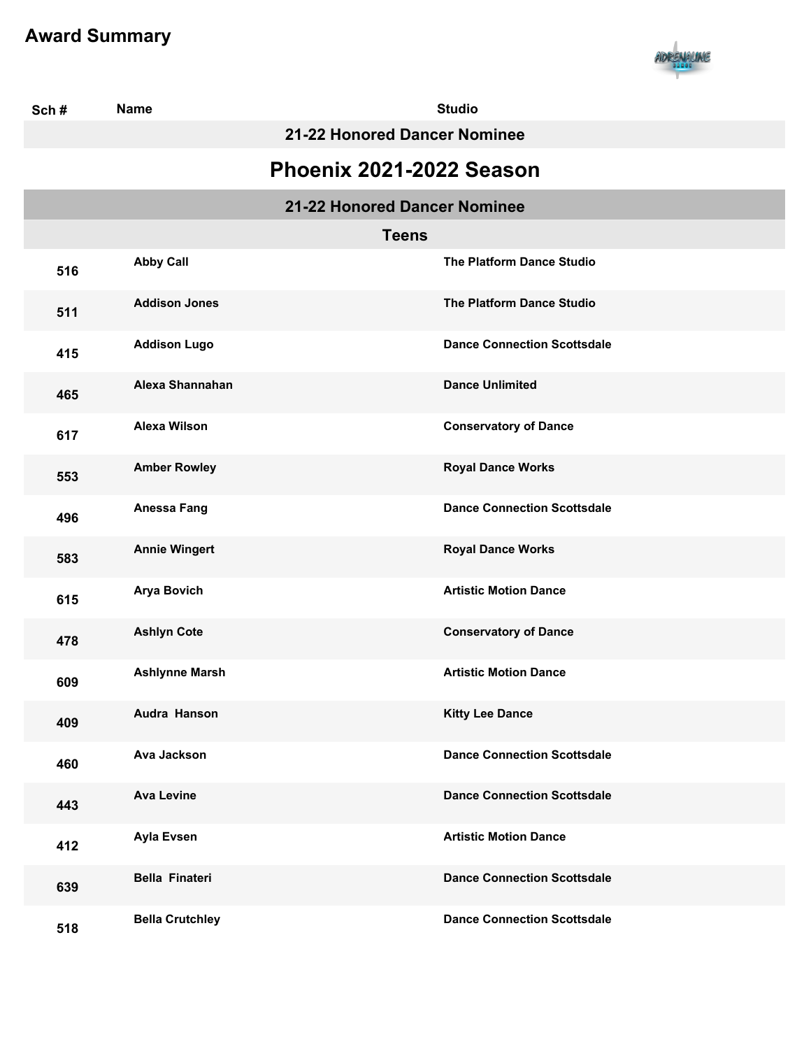# Award Summary

| Sch # | Name | Studio |
|---|---|---|
| | **21-22 Honored Dancer Nominee** | |

## Phoenix 2021-2022 Season

### 21-22 Honored Dancer Nominee

#### Teens

| Sch # | Name | Studio |
|---|---|---|
| 516 | Abby Call | The Platform Dance Studio |
| 511 | Addison Jones | The Platform Dance Studio |
| 415 | Addison Lugo | Dance Connection Scottsdale |
| 465 | Alexa Shannahan | Dance Unlimited |
| 617 | Alexa Wilson | Conservatory of Dance |
| 553 | Amber Rowley | Royal Dance Works |
| 496 | Anessa Fang | Dance Connection Scottsdale |
| 583 | Annie Wingert | Royal Dance Works |
| 615 | Arya Bovich | Artistic Motion Dance |
| 478 | Ashlyn Cote | Conservatory of Dance |
| 609 | Ashlynne Marsh | Artistic Motion Dance |
| 409 | Audra Hanson | Kitty Lee Dance |
| 460 | Ava Jackson | Dance Connection Scottsdale |
| 443 | Ava Levine | Dance Connection Scottsdale |
| 412 | Ayla Evsen | Artistic Motion Dance |
| 639 | Bella Finateri | Dance Connection Scottsdale |
| 518 | Bella Crutchley | Dance Connection Scottsdale |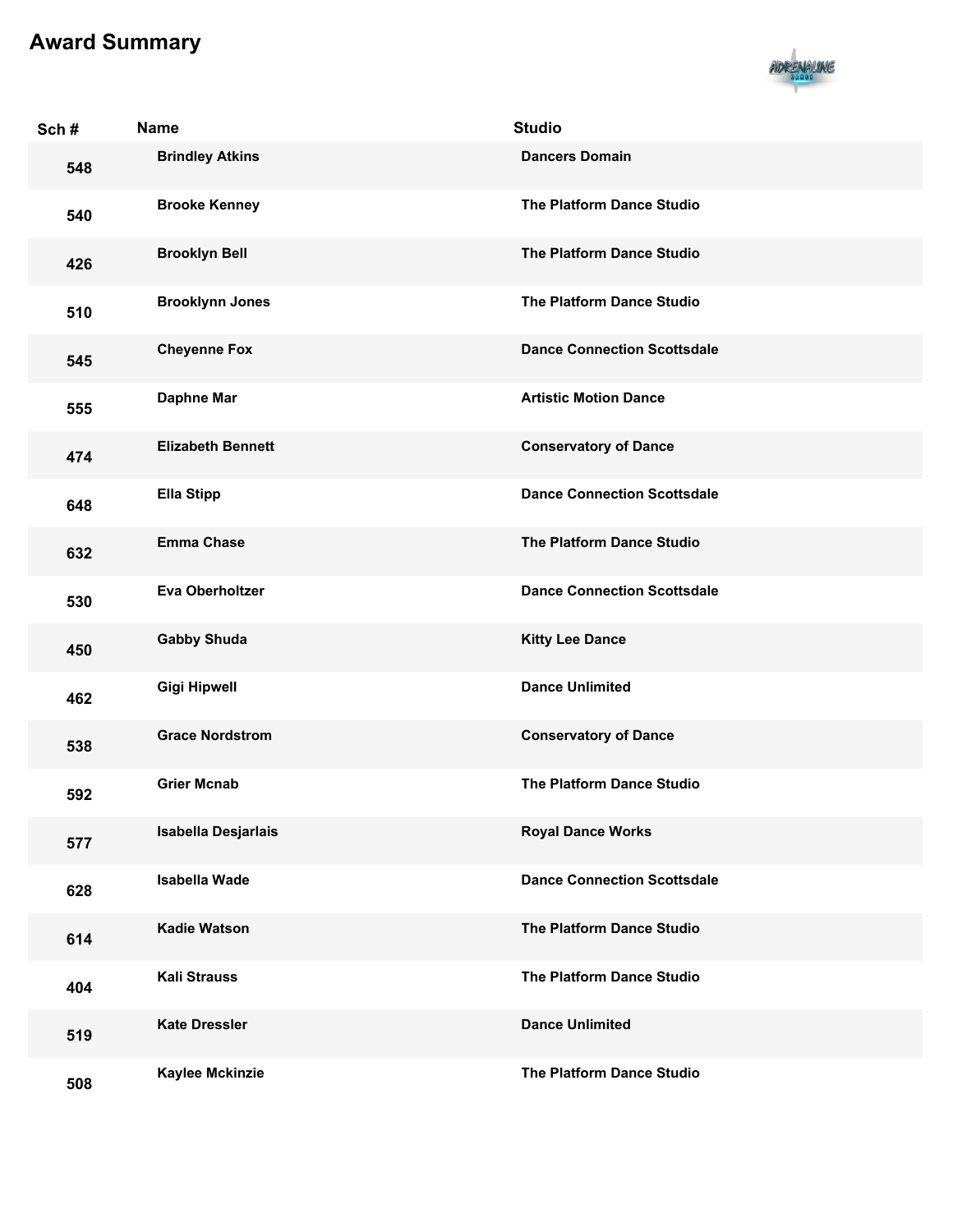# Award Summary

| Sch # | Name | Studio |
|---|---|---|
| 548 | Brindley Atkins | Dancers Domain |
| 540 | Brooke Kenney | The Platform Dance Studio |
| 426 | Brooklyn Bell | The Platform Dance Studio |
| 510 | Brooklynn Jones | The Platform Dance Studio |
| 545 | Cheyenne Fox | Dance Connection Scottsdale |
| 555 | Daphne Mar | Artistic Motion Dance |
| 474 | Elizabeth Bennett | Conservatory of Dance |
| 648 | Ella Stipp | Dance Connection Scottsdale |
| 632 | Emma Chase | The Platform Dance Studio |
| 530 | Eva Oberholtzer | Dance Connection Scottsdale |
| 450 | Gabby Shuda | Kitty Lee Dance |
| 462 | Gigi Hipwell | Dance Unlimited |
| 538 | Grace Nordstrom | Conservatory of Dance |
| 592 | Grier Mcnab | The Platform Dance Studio |
| 577 | Isabella Desjarlais | Royal Dance Works |
| 628 | Isabella Wade | Dance Connection Scottsdale |
| 614 | Kadie Watson | The Platform Dance Studio |
| 404 | Kali Strauss | The Platform Dance Studio |
| 519 | Kate Dressler | Dance Unlimited |
| 508 | Kaylee Mckinzie | The Platform Dance Studio |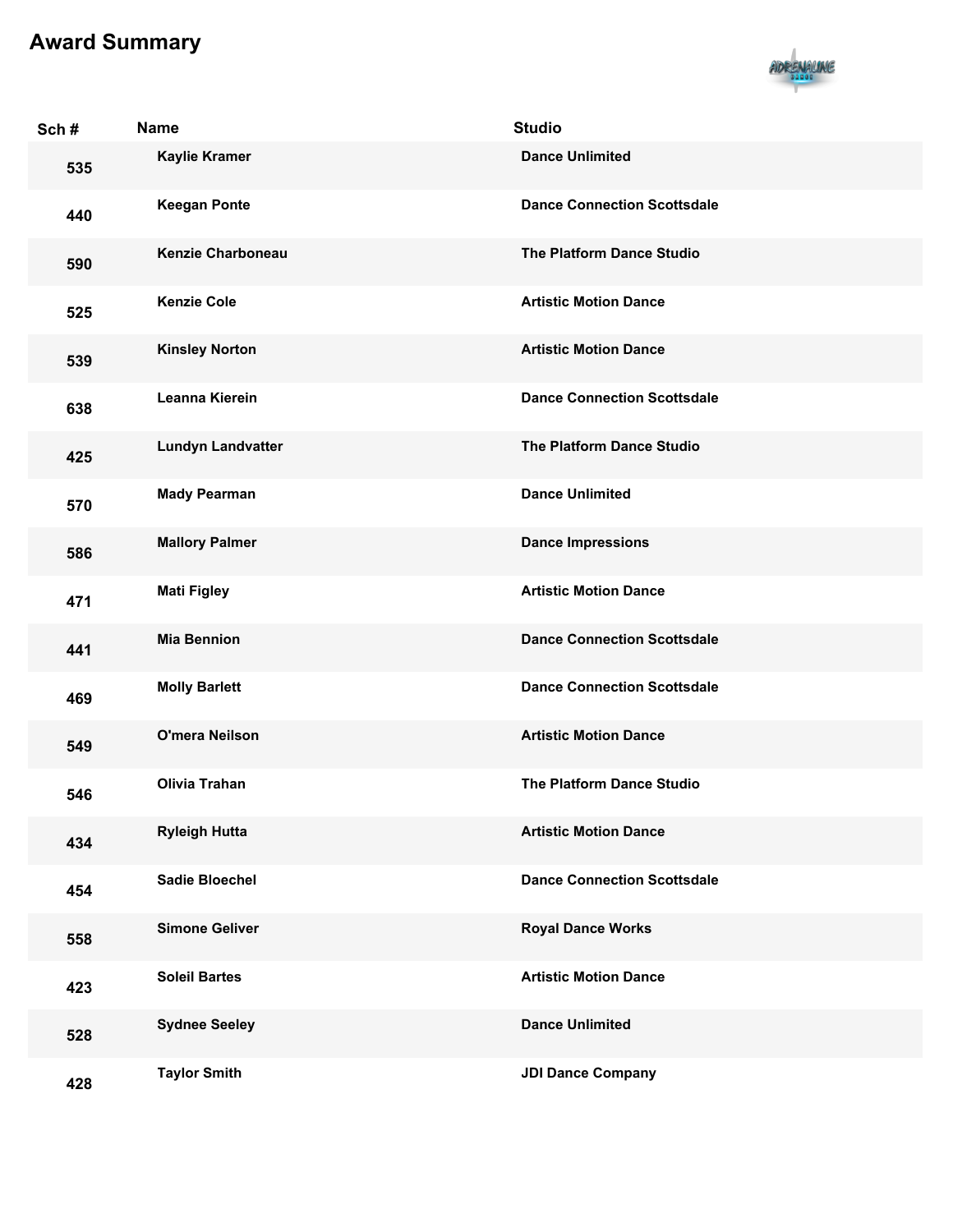## Award Summary

| Sch # | Name | Studio |
|---|---|---|
| 535 | Kaylie Kramer | Dance Unlimited |
| 440 | Keegan Ponte | Dance Connection Scottsdale |
| 590 | Kenzie Charboneau | The Platform Dance Studio |
| 525 | Kenzie Cole | Artistic Motion Dance |
| 539 | Kinsley Norton | Artistic Motion Dance |
| 638 | Leanna Kierein | Dance Connection Scottsdale |
| 425 | Lundyn Landvatter | The Platform Dance Studio |
| 570 | Mady Pearman | Dance Unlimited |
| 586 | Mallory Palmer | Dance Impressions |
| 471 | Mati Figley | Artistic Motion Dance |
| 441 | Mia Bennion | Dance Connection Scottsdale |
| 469 | Molly Barlett | Dance Connection Scottsdale |
| 549 | O'mera Neilson | Artistic Motion Dance |
| 546 | Olivia Trahan | The Platform Dance Studio |
| 434 | Ryleigh Hutta | Artistic Motion Dance |
| 454 | Sadie Bloechel | Dance Connection Scottsdale |
| 558 | Simone Geliver | Royal Dance Works |
| 423 | Soleil Bartes | Artistic Motion Dance |
| 528 | Sydnee Seeley | Dance Unlimited |
| 428 | Taylor Smith | JDI Dance Company |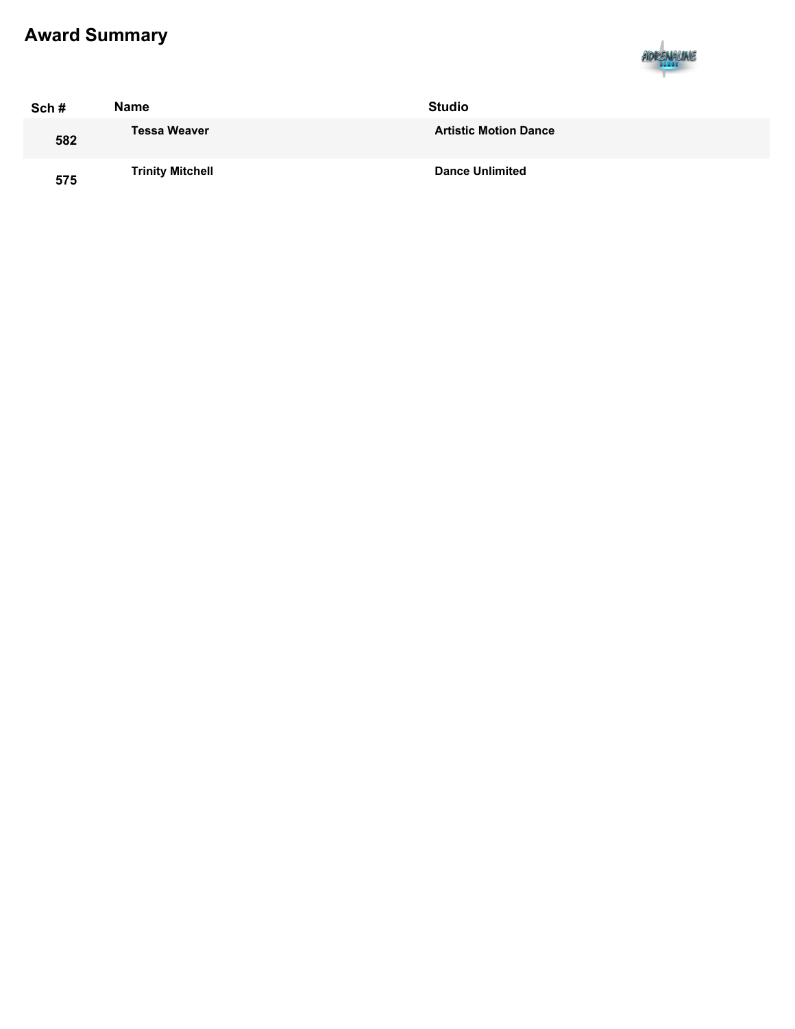# Award Summary

| Sch # | Name | Studio |
| --- | --- | --- |
| 582 | Tessa Weaver | Artistic Motion Dance |
| 575 | Trinity Mitchell | Dance Unlimited |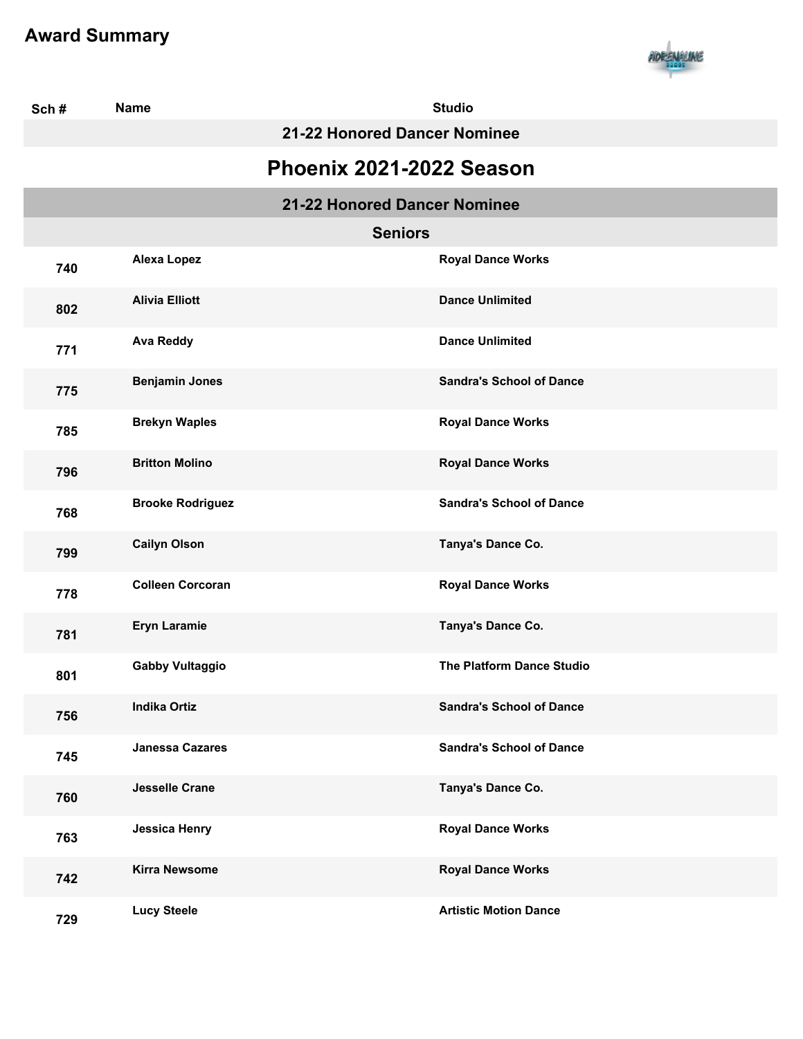## Award Summary

| Sch # | Name | Studio |
|---|---|---|
| | **21-22 Honored Dancer Nominee** | |

# Phoenix 2021-2022 Season

## 21-22 Honored Dancer Nominee

### Seniors

| Sch # | Name | Studio |
|---|---|---|
| 740 | Alexa Lopez | Royal Dance Works |
| 802 | Alivia Elliott | Dance Unlimited |
| 771 | Ava Reddy | Dance Unlimited |
| 775 | Benjamin Jones | Sandra's School of Dance |
| 785 | Brekyn Waples | Royal Dance Works |
| 796 | Britton Molino | Royal Dance Works |
| 768 | Brooke Rodriguez | Sandra's School of Dance |
| 799 | Cailyn Olson | Tanya's Dance Co. |
| 778 | Colleen Corcoran | Royal Dance Works |
| 781 | Eryn Laramie | Tanya's Dance Co. |
| 801 | Gabby Vultaggio | The Platform Dance Studio |
| 756 | Indika Ortiz | Sandra's School of Dance |
| 745 | Janessa Cazares | Sandra's School of Dance |
| 760 | Jesselle Crane | Tanya's Dance Co. |
| 763 | Jessica Henry | Royal Dance Works |
| 742 | Kirra Newsome | Royal Dance Works |
| 729 | Lucy Steele | Artistic Motion Dance |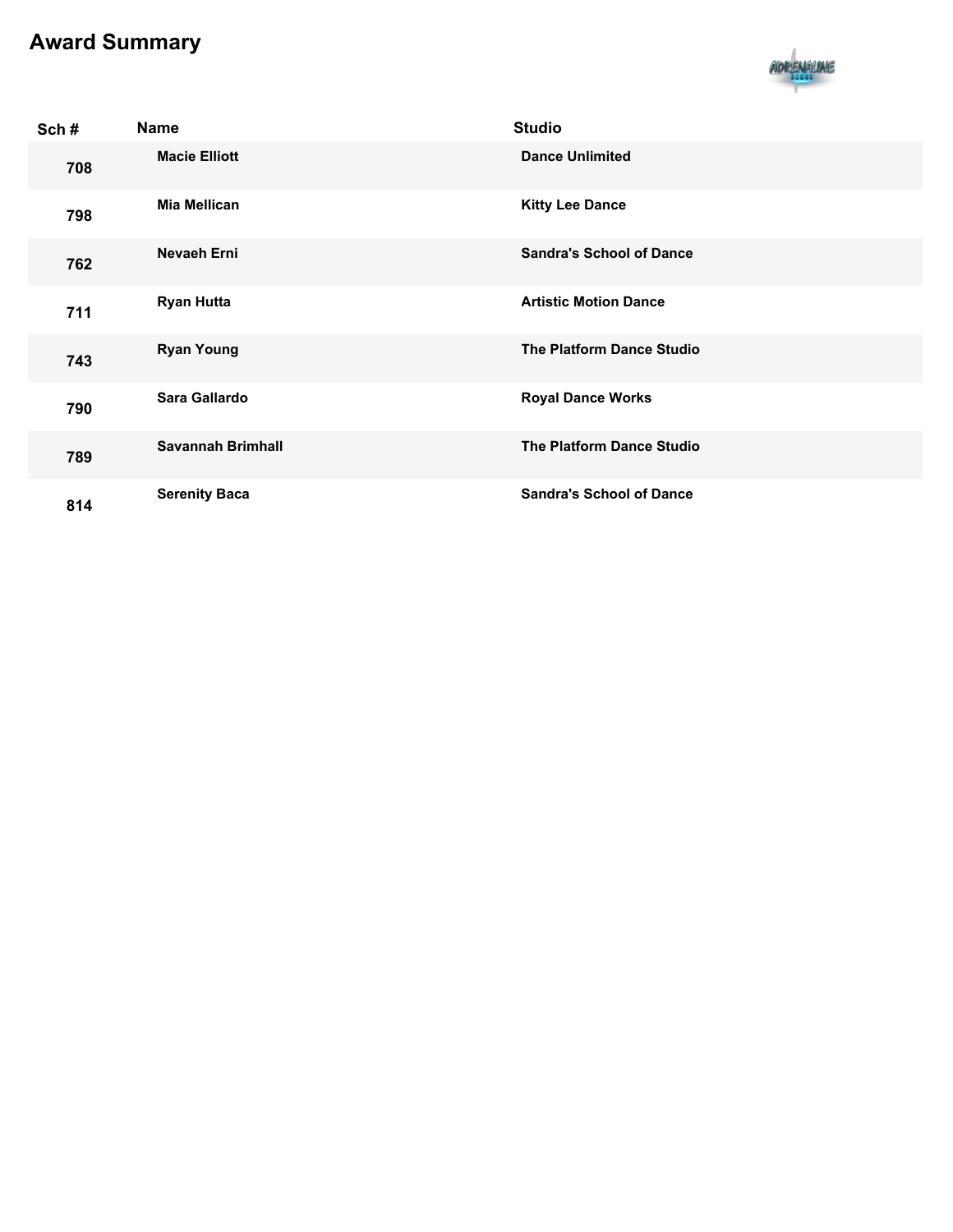# Award Summary

| Sch # | Name | Studio |
| --- | --- | --- |
| 708 | Macie Elliott | Dance Unlimited |
| 798 | Mia Mellican | Kitty Lee Dance |
| 762 | Nevaeh Erni | Sandra's School of Dance |
| 711 | Ryan Hutta | Artistic Motion Dance |
| 743 | Ryan Young | The Platform Dance Studio |
| 790 | Sara Gallardo | Royal Dance Works |
| 789 | Savannah Brimhall | The Platform Dance Studio |
| 814 | Serenity Baca | Sandra's School of Dance |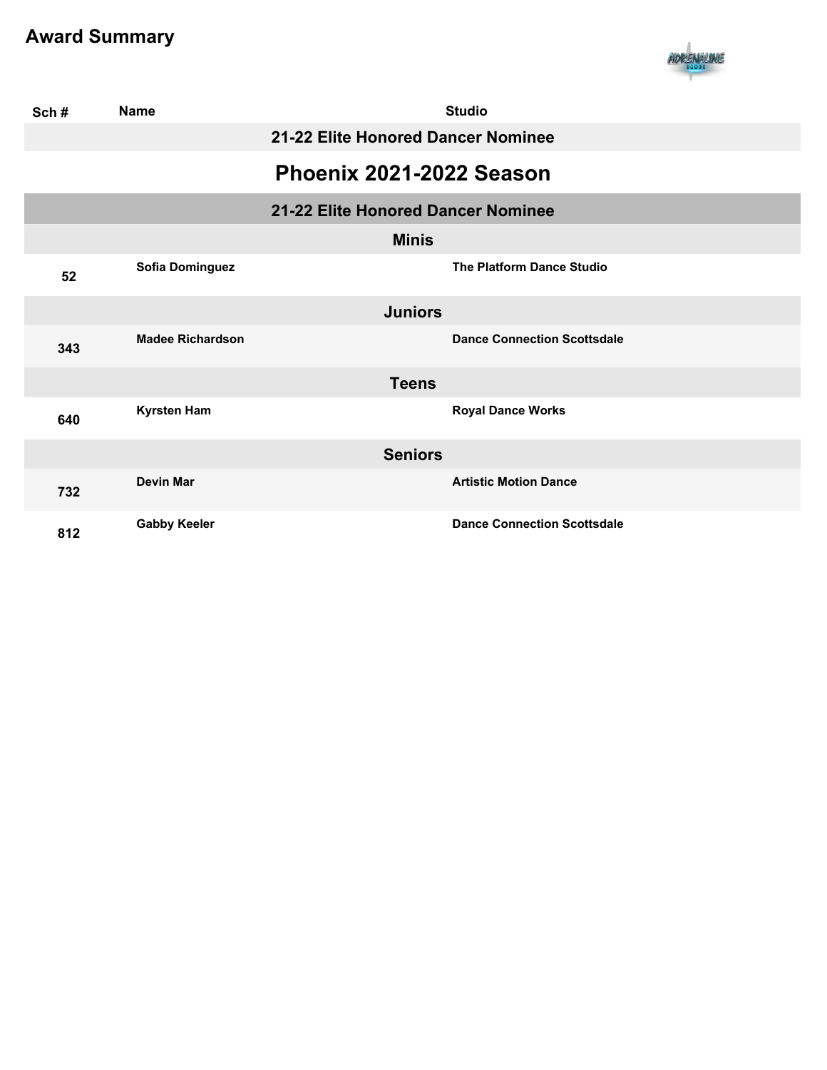## Award Summary

| Sch # | Name | Studio |
| --- | --- | --- |
| | **21-22 Elite Honored Dancer Nominee** | |
| | **Phoenix 2021-2022 Season** | |
| | **21-22 Elite Honored Dancer Nominee** | |
| | **Minis** | |
| 52 | Sofia Dominguez | The Platform Dance Studio |
| | **Juniors** | |
| 343 | Madee Richardson | Dance Connection Scottsdale |
| | **Teens** | |
| 640 | Kyrsten Ham | Royal Dance Works |
| | **Seniors** | |
| 732 | Devin Mar | Artistic Motion Dance |
| 812 | Gabby Keeler | Dance Connection Scottsdale |